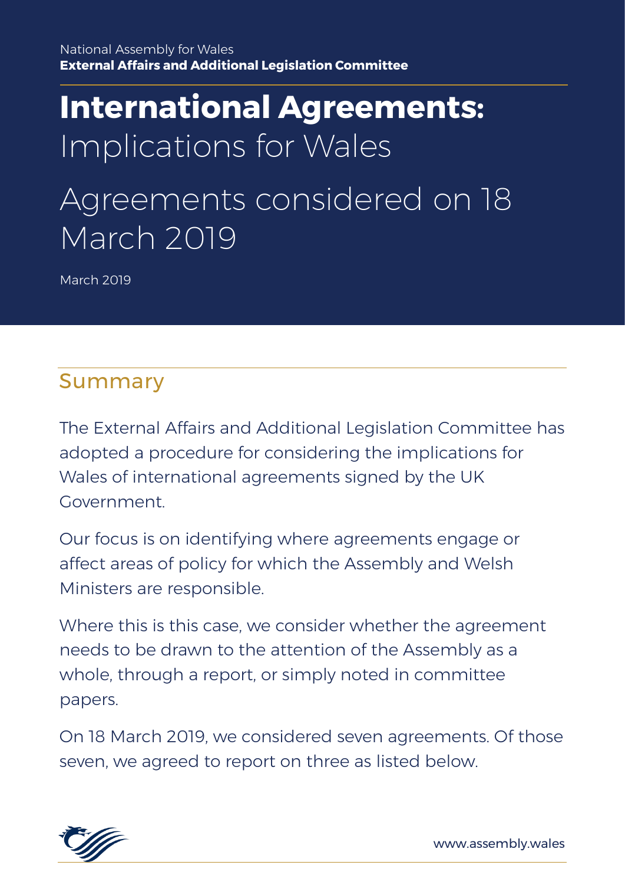National Assembly for Wales
**External Affairs and Additional Legislation Committee**

# **International Agreements:** Implications for Wales

# Agreements considered on 18 March 2019

March 2019

## Summary

The External Affairs and Additional Legislation Committee has adopted a procedure for considering the implications for Wales of international agreements signed by the UK Government.

Our focus is on identifying where agreements engage or affect areas of policy for which the Assembly and Welsh Ministers are responsible.

Where this is this case, we consider whether the agreement needs to be drawn to the attention of the Assembly as a whole, through a report, or simply noted in committee papers.

On 18 March 2019, we considered seven agreements. Of those seven, we agreed to report on three as listed below.

www.assembly.wales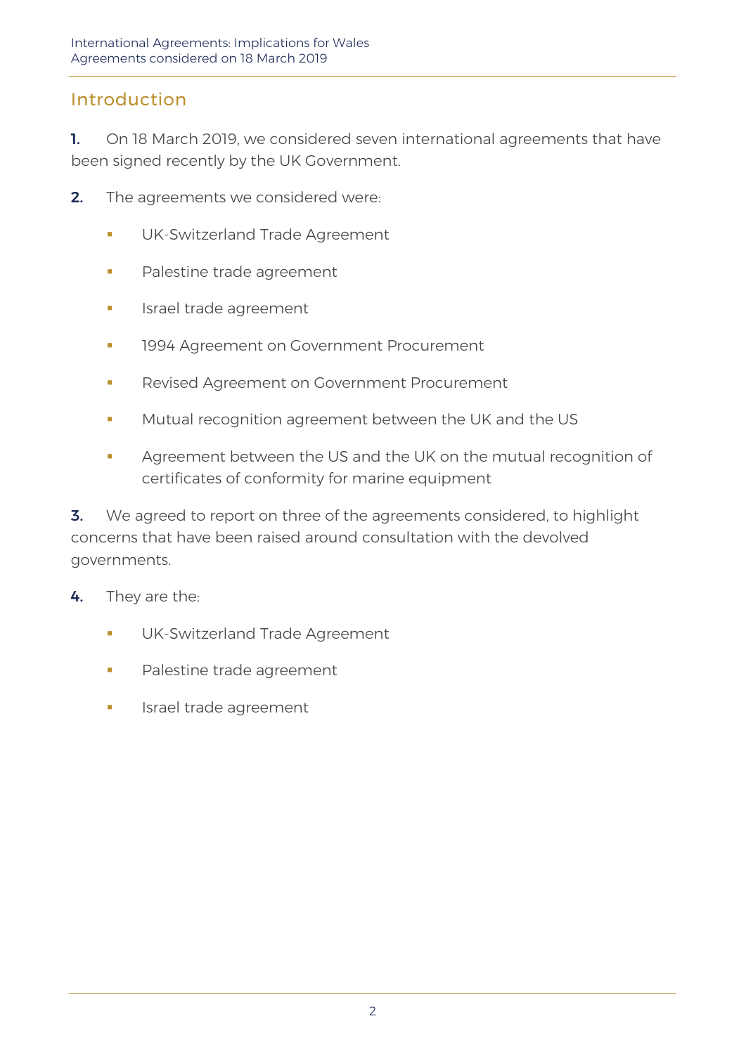## Introduction

**1.** On 18 March 2019, we considered seven international agreements that have been signed recently by the UK Government.

**2.** The agreements we considered were:

- UK-Switzerland Trade Agreement
- Palestine trade agreement
- Israel trade agreement
- 1994 Agreement on Government Procurement
- Revised Agreement on Government Procurement
- Mutual recognition agreement between the UK and the US
- Agreement between the US and the UK on the mutual recognition of certificates of conformity for marine equipment

**3.** We agreed to report on three of the agreements considered, to highlight concerns that have been raised around consultation with the devolved governments.

**4.** They are the:

- UK-Switzerland Trade Agreement
- Palestine trade agreement
- Israel trade agreement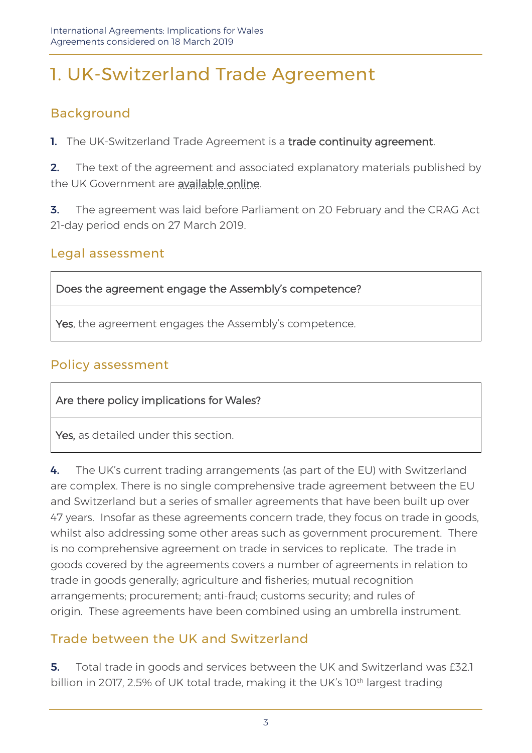# 1. UK-Switzerland Trade Agreement

## Background

**1.** The UK-Switzerland Trade Agreement is a trade continuity agreement.

**2.** The text of the agreement and associated explanatory materials published by the UK Government are available online.

**3.** The agreement was laid before Parliament on 20 February and the CRAG Act 21-day period ends on 27 March 2019.

## Legal assessment

| Does the agreement engage the Assembly's competence? |
| --- |
| **Yes**, the agreement engages the Assembly's competence. |

## Policy assessment

| Are there policy implications for Wales? |
| --- |
| **Yes,** as detailed under this section. |

**4.** The UK's current trading arrangements (as part of the EU) with Switzerland are complex. There is no single comprehensive trade agreement between the EU and Switzerland but a series of smaller agreements that have been built up over 47 years. Insofar as these agreements concern trade, they focus on trade in goods, whilst also addressing some other areas such as government procurement. There is no comprehensive agreement on trade in services to replicate. The trade in goods covered by the agreements covers a number of agreements in relation to trade in goods generally; agriculture and fisheries; mutual recognition arrangements; procurement; anti-fraud; customs security; and rules of origin. These agreements have been combined using an umbrella instrument.

## Trade between the UK and Switzerland

**5.** Total trade in goods and services between the UK and Switzerland was £32.1 billion in 2017, 2.5% of UK total trade, making it the UK's 10th largest trading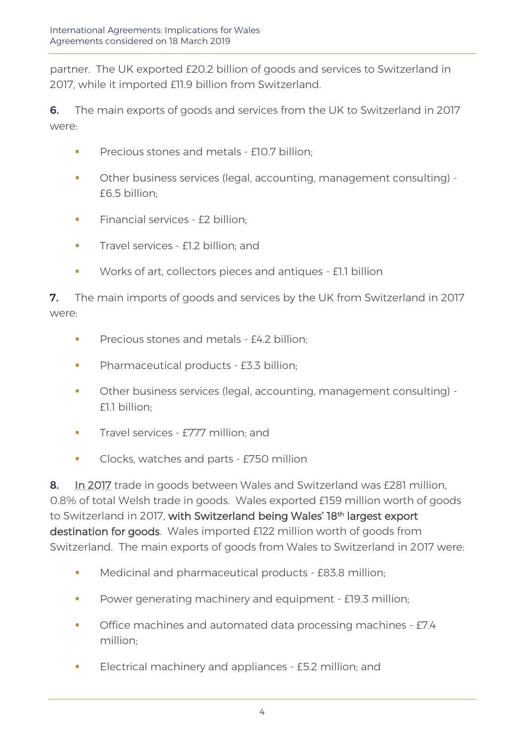partner. The UK exported £20.2 billion of goods and services to Switzerland in 2017, while it imported £11.9 billion from Switzerland.

**6.** The main exports of goods and services from the UK to Switzerland in 2017 were:

- Precious stones and metals - £10.7 billion;
- Other business services (legal, accounting, management consulting) - £6.5 billion;
- Financial services - £2 billion;
- Travel services - £1.2 billion; and
- Works of art, collectors pieces and antiques - £1.1 billion

**7.** The main imports of goods and services by the UK from Switzerland in 2017 were:

- Precious stones and metals - £4.2 billion;
- Pharmaceutical products - £3.3 billion;
- Other business services (legal, accounting, management consulting) - £1.1 billion;
- Travel services - £777 million; and
- Clocks, watches and parts - £750 million

**8.** In 2017 trade in goods between Wales and Switzerland was £281 million, 0.8% of total Welsh trade in goods. Wales exported £159 million worth of goods to Switzerland in 2017, with Switzerland being Wales' 18th largest export destination for goods. Wales imported £122 million worth of goods from Switzerland. The main exports of goods from Wales to Switzerland in 2017 were:

- Medicinal and pharmaceutical products - £83.8 million;
- Power generating machinery and equipment - £19.3 million;
- Office machines and automated data processing machines - £7.4 million;
- Electrical machinery and appliances - £5.2 million; and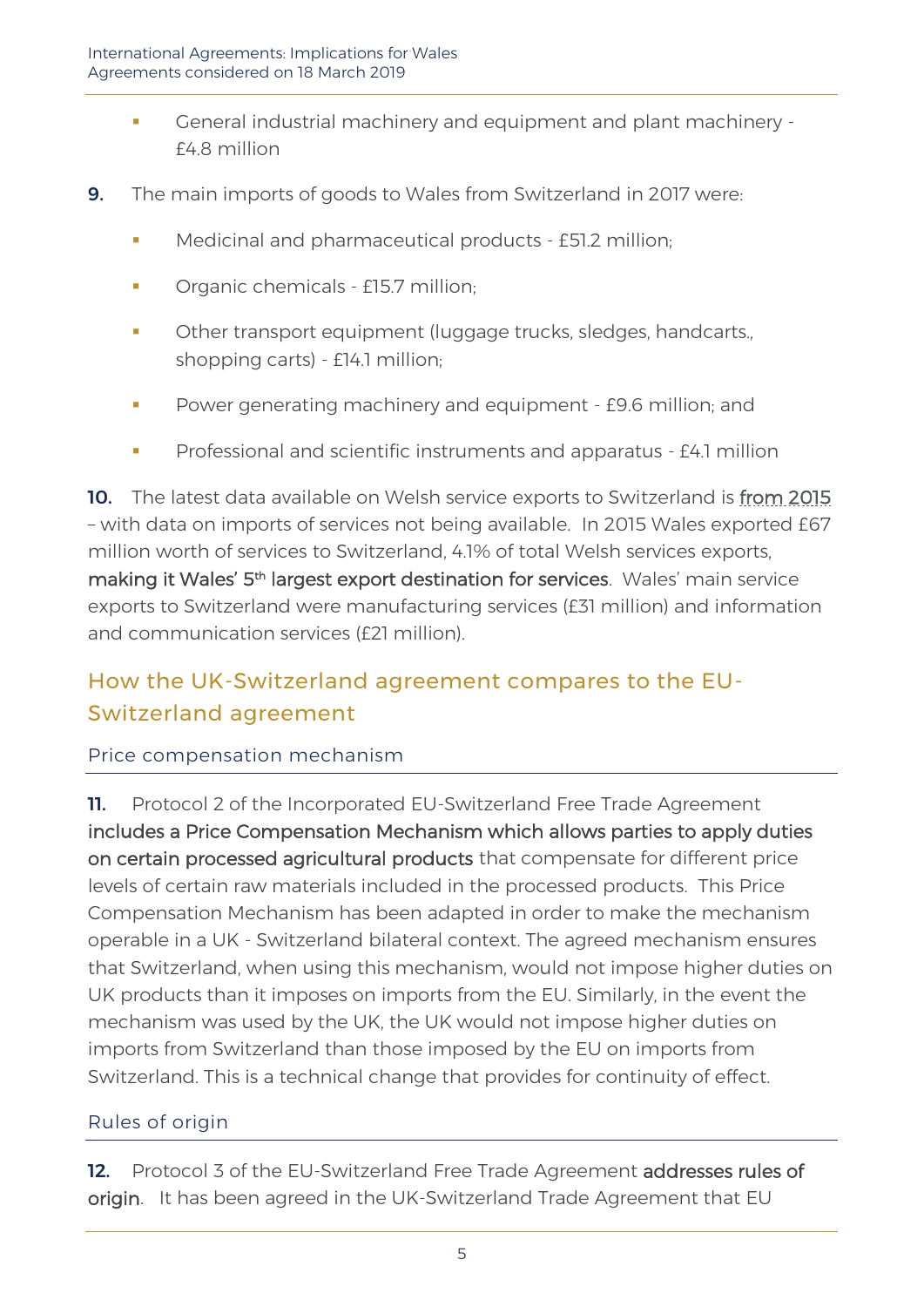- General industrial machinery and equipment and plant machinery - £4.8 million

**9.** The main imports of goods to Wales from Switzerland in 2017 were:

- Medicinal and pharmaceutical products - £51.2 million;
- Organic chemicals - £15.7 million;
- Other transport equipment (luggage trucks, sledges, handcarts., shopping carts) - £14.1 million;
- Power generating machinery and equipment - £9.6 million; and
- Professional and scientific instruments and apparatus - £4.1 million

**10.** The latest data available on Welsh service exports to Switzerland is from 2015 – with data on imports of services not being available. In 2015 Wales exported £67 million worth of services to Switzerland, 4.1% of total Welsh services exports, making it Wales' 5th largest export destination for services. Wales' main service exports to Switzerland were manufacturing services (£31 million) and information and communication services (£21 million).

## How the UK-Switzerland agreement compares to the EU-Switzerland agreement

### Price compensation mechanism

**11.** Protocol 2 of the Incorporated EU-Switzerland Free Trade Agreement includes a Price Compensation Mechanism which allows parties to apply duties on certain processed agricultural products that compensate for different price levels of certain raw materials included in the processed products. This Price Compensation Mechanism has been adapted in order to make the mechanism operable in a UK - Switzerland bilateral context. The agreed mechanism ensures that Switzerland, when using this mechanism, would not impose higher duties on UK products than it imposes on imports from the EU. Similarly, in the event the mechanism was used by the UK, the UK would not impose higher duties on imports from Switzerland than those imposed by the EU on imports from Switzerland. This is a technical change that provides for continuity of effect.

### Rules of origin

**12.** Protocol 3 of the EU-Switzerland Free Trade Agreement addresses rules of origin. It has been agreed in the UK-Switzerland Trade Agreement that EU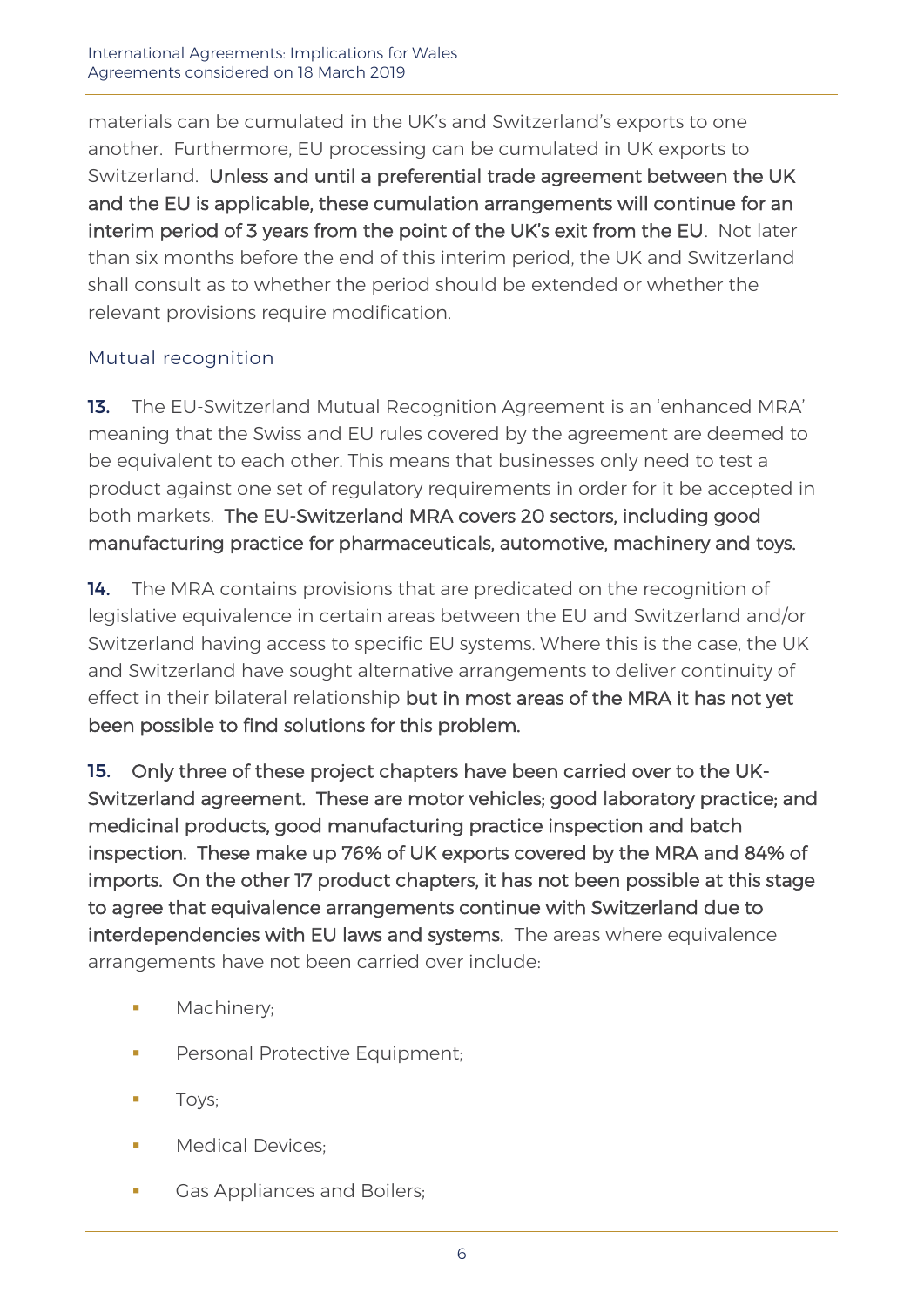materials can be cumulated in the UK's and Switzerland's exports to one another. Furthermore, EU processing can be cumulated in UK exports to Switzerland. **Unless and until a preferential trade agreement between the UK and the EU is applicable, these cumulation arrangements will continue for an interim period of 3 years from the point of the UK's exit from the EU**. Not later than six months before the end of this interim period, the UK and Switzerland shall consult as to whether the period should be extended or whether the relevant provisions require modification.

## Mutual recognition

**13.** The EU-Switzerland Mutual Recognition Agreement is an 'enhanced MRA' meaning that the Swiss and EU rules covered by the agreement are deemed to be equivalent to each other. This means that businesses only need to test a product against one set of regulatory requirements in order for it be accepted in both markets. **The EU-Switzerland MRA covers 20 sectors, including good manufacturing practice for pharmaceuticals, automotive, machinery and toys.**

**14.** The MRA contains provisions that are predicated on the recognition of legislative equivalence in certain areas between the EU and Switzerland and/or Switzerland having access to specific EU systems. Where this is the case, the UK and Switzerland have sought alternative arrangements to deliver continuity of effect in their bilateral relationship **but in most areas of the MRA it has not yet been possible to find solutions for this problem.**

**15. Only three of these project chapters have been carried over to the UK-Switzerland agreement. These are motor vehicles; good laboratory practice; and medicinal products, good manufacturing practice inspection and batch inspection. These make up 76% of UK exports covered by the MRA and 84% of imports. On the other 17 product chapters, it has not been possible at this stage to agree that equivalence arrangements continue with Switzerland due to interdependencies with EU laws and systems.** The areas where equivalence arrangements have not been carried over include:

- Machinery;
- Personal Protective Equipment;
- Toys;
- Medical Devices;
- Gas Appliances and Boilers;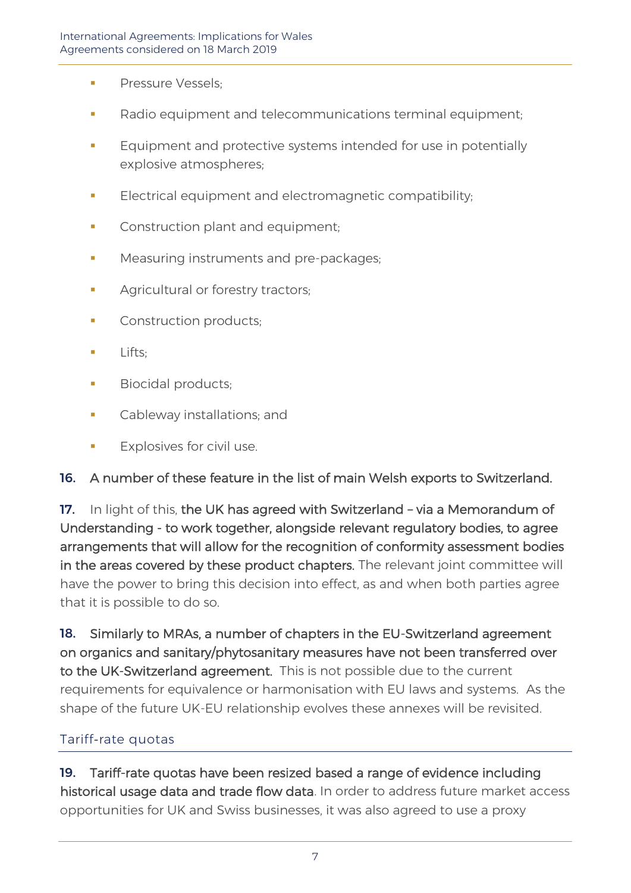- Pressure Vessels;
- Radio equipment and telecommunications terminal equipment;
- Equipment and protective systems intended for use in potentially explosive atmospheres;
- Electrical equipment and electromagnetic compatibility;
- Construction plant and equipment;
- Measuring instruments and pre-packages;
- Agricultural or forestry tractors;
- Construction products;
- Lifts;
- Biocidal products;
- Cableway installations; and
- Explosives for civil use.

**16.** **A number of these feature in the list of main Welsh exports to Switzerland.**

**17.** In light of this, **the UK has agreed with Switzerland – via a Memorandum of Understanding - to work together, alongside relevant regulatory bodies, to agree arrangements that will allow for the recognition of conformity assessment bodies in the areas covered by these product chapters.** The relevant joint committee will have the power to bring this decision into effect, as and when both parties agree that it is possible to do so.

**18.** **Similarly to MRAs, a number of chapters in the EU-Switzerland agreement on organics and sanitary/phytosanitary measures have not been transferred over to the UK-Switzerland agreement.** This is not possible due to the current requirements for equivalence or harmonisation with EU laws and systems. As the shape of the future UK-EU relationship evolves these annexes will be revisited.

### Tariff-rate quotas

**19.** **Tariff-rate quotas have been resized based a range of evidence including historical usage data and trade flow data**. In order to address future market access opportunities for UK and Swiss businesses, it was also agreed to use a proxy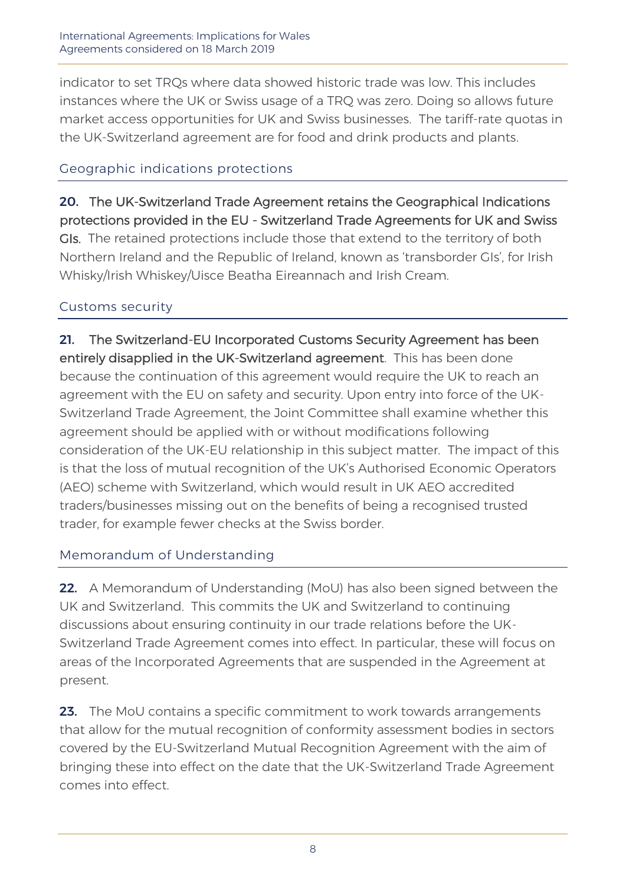indicator to set TRQs where data showed historic trade was low. This includes instances where the UK or Swiss usage of a TRQ was zero. Doing so allows future market access opportunities for UK and Swiss businesses. The tariff-rate quotas in the UK-Switzerland agreement are for food and drink products and plants.

### Geographic indications protections

**20. The UK-Switzerland Trade Agreement retains the Geographical Indications protections provided in the EU - Switzerland Trade Agreements for UK and Swiss GIs.** The retained protections include those that extend to the territory of both Northern Ireland and the Republic of Ireland, known as 'transborder GIs', for Irish Whisky/Irish Whiskey/Uisce Beatha Eireannach and Irish Cream.

### Customs security

**21. The Switzerland-EU Incorporated Customs Security Agreement has been entirely disapplied in the UK-Switzerland agreement**. This has been done because the continuation of this agreement would require the UK to reach an agreement with the EU on safety and security. Upon entry into force of the UK-Switzerland Trade Agreement, the Joint Committee shall examine whether this agreement should be applied with or without modifications following consideration of the UK-EU relationship in this subject matter. The impact of this is that the loss of mutual recognition of the UK's Authorised Economic Operators (AEO) scheme with Switzerland, which would result in UK AEO accredited traders/businesses missing out on the benefits of being a recognised trusted trader, for example fewer checks at the Swiss border.

### Memorandum of Understanding

**22.** A Memorandum of Understanding (MoU) has also been signed between the UK and Switzerland. This commits the UK and Switzerland to continuing discussions about ensuring continuity in our trade relations before the UK-Switzerland Trade Agreement comes into effect. In particular, these will focus on areas of the Incorporated Agreements that are suspended in the Agreement at present.

**23.** The MoU contains a specific commitment to work towards arrangements that allow for the mutual recognition of conformity assessment bodies in sectors covered by the EU-Switzerland Mutual Recognition Agreement with the aim of bringing these into effect on the date that the UK-Switzerland Trade Agreement comes into effect.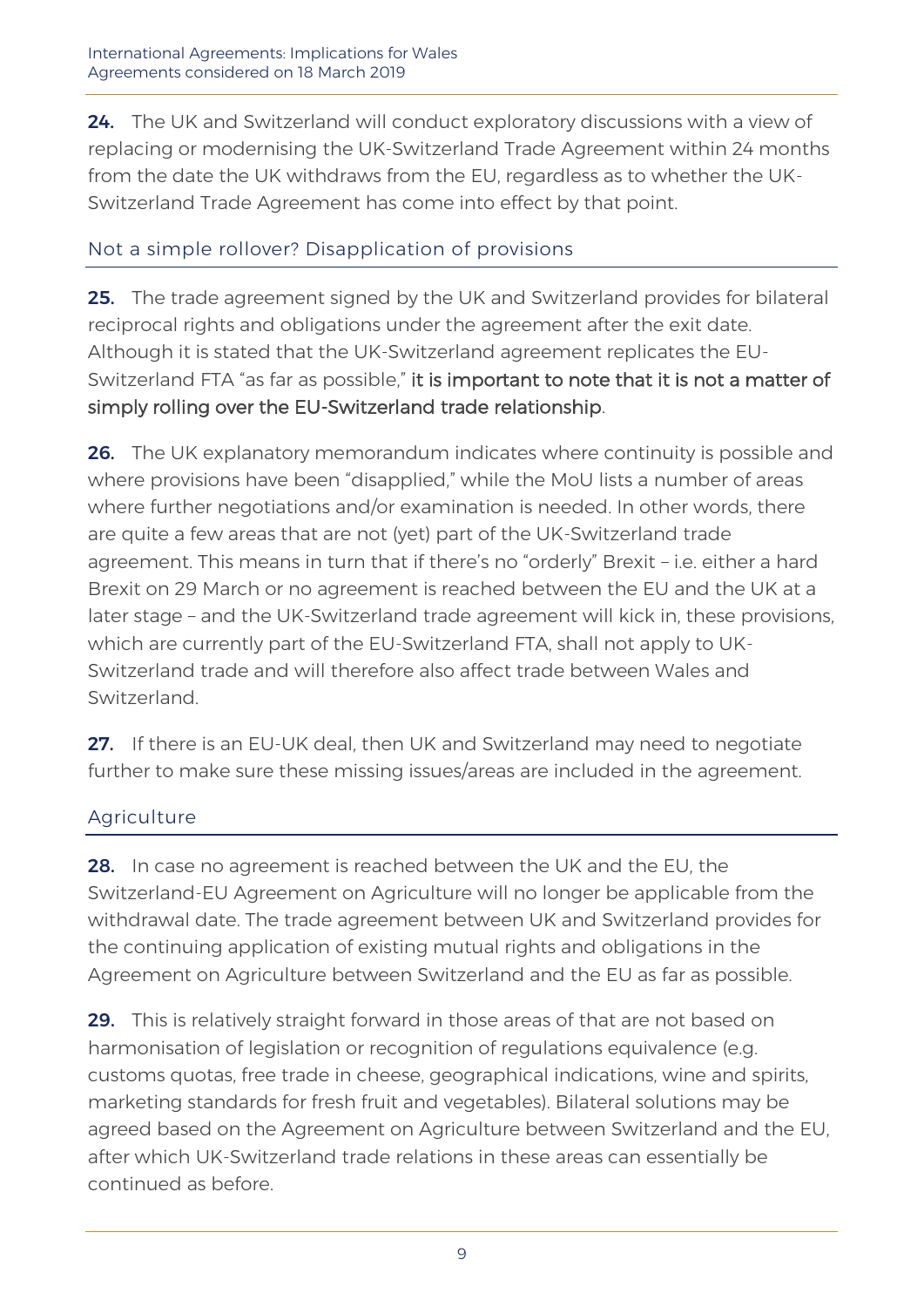**24.** The UK and Switzerland will conduct exploratory discussions with a view of replacing or modernising the UK-Switzerland Trade Agreement within 24 months from the date the UK withdraws from the EU, regardless as to whether the UK-Switzerland Trade Agreement has come into effect by that point.

## Not a simple rollover? Disapplication of provisions

**25.** The trade agreement signed by the UK and Switzerland provides for bilateral reciprocal rights and obligations under the agreement after the exit date. Although it is stated that the UK-Switzerland agreement replicates the EU-Switzerland FTA "as far as possible," **it is important to note that it is not a matter of simply rolling over the EU-Switzerland trade relationship**.

**26.** The UK explanatory memorandum indicates where continuity is possible and where provisions have been "disapplied," while the MoU lists a number of areas where further negotiations and/or examination is needed. In other words, there are quite a few areas that are not (yet) part of the UK-Switzerland trade agreement. This means in turn that if there's no "orderly" Brexit – i.e. either a hard Brexit on 29 March or no agreement is reached between the EU and the UK at a later stage – and the UK-Switzerland trade agreement will kick in, these provisions, which are currently part of the EU-Switzerland FTA, shall not apply to UK-Switzerland trade and will therefore also affect trade between Wales and Switzerland.

**27.** If there is an EU-UK deal, then UK and Switzerland may need to negotiate further to make sure these missing issues/areas are included in the agreement.

## Agriculture

**28.** In case no agreement is reached between the UK and the EU, the Switzerland-EU Agreement on Agriculture will no longer be applicable from the withdrawal date. The trade agreement between UK and Switzerland provides for the continuing application of existing mutual rights and obligations in the Agreement on Agriculture between Switzerland and the EU as far as possible.

**29.** This is relatively straight forward in those areas of that are not based on harmonisation of legislation or recognition of regulations equivalence (e.g. customs quotas, free trade in cheese, geographical indications, wine and spirits, marketing standards for fresh fruit and vegetables). Bilateral solutions may be agreed based on the Agreement on Agriculture between Switzerland and the EU, after which UK-Switzerland trade relations in these areas can essentially be continued as before.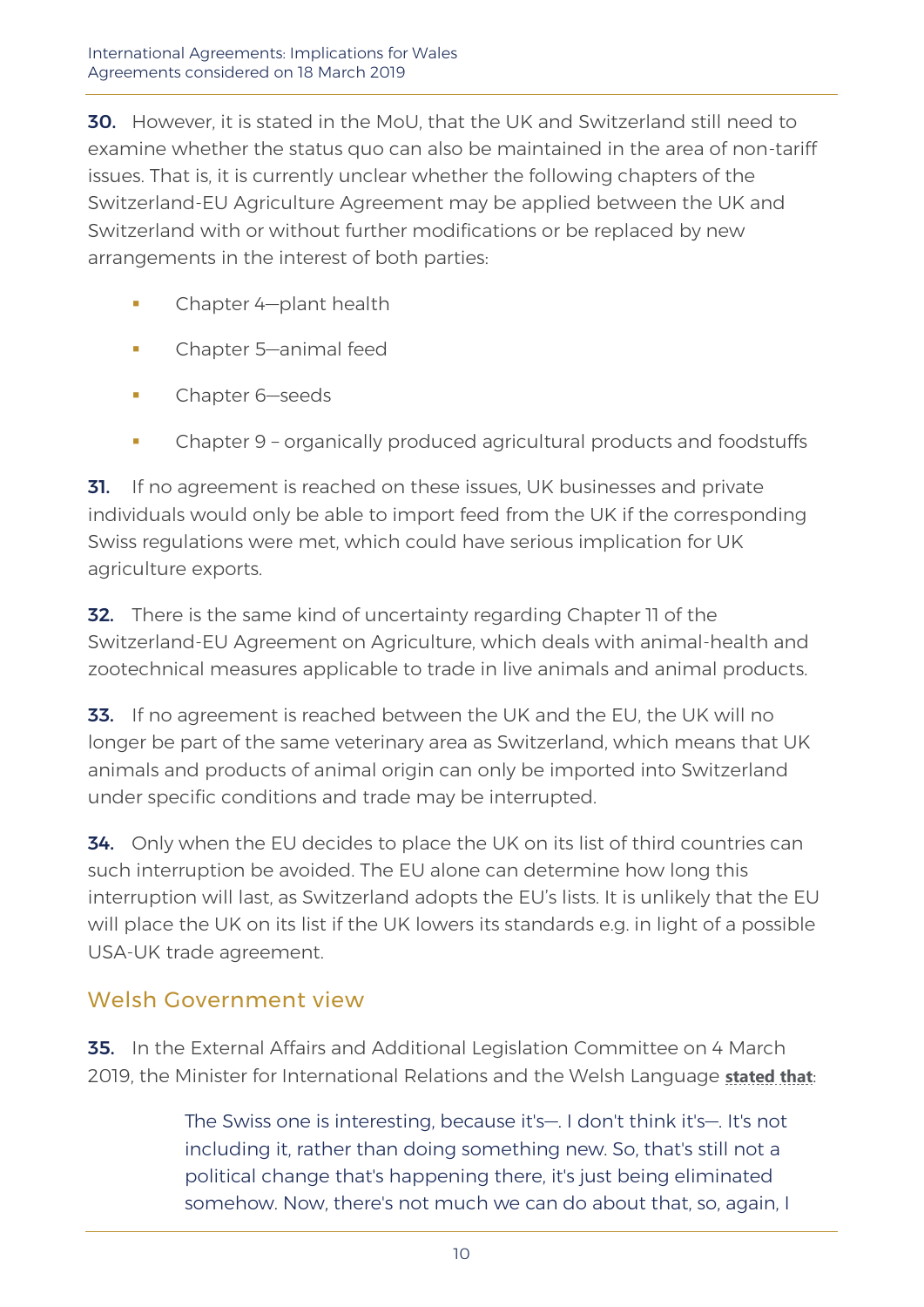**30.** However, it is stated in the MoU, that the UK and Switzerland still need to examine whether the status quo can also be maintained in the area of non-tariff issues. That is, it is currently unclear whether the following chapters of the Switzerland-EU Agriculture Agreement may be applied between the UK and Switzerland with or without further modifications or be replaced by new arrangements in the interest of both parties:

- Chapter 4—plant health
- Chapter 5—animal feed
- Chapter 6—seeds
- Chapter 9 – organically produced agricultural products and foodstuffs

**31.** If no agreement is reached on these issues, UK businesses and private individuals would only be able to import feed from the UK if the corresponding Swiss regulations were met, which could have serious implication for UK agriculture exports.

**32.** There is the same kind of uncertainty regarding Chapter 11 of the Switzerland-EU Agreement on Agriculture, which deals with animal-health and zootechnical measures applicable to trade in live animals and animal products.

**33.** If no agreement is reached between the UK and the EU, the UK will no longer be part of the same veterinary area as Switzerland, which means that UK animals and products of animal origin can only be imported into Switzerland under specific conditions and trade may be interrupted.

**34.** Only when the EU decides to place the UK on its list of third countries can such interruption be avoided. The EU alone can determine how long this interruption will last, as Switzerland adopts the EU's lists. It is unlikely that the EU will place the UK on its list if the UK lowers its standards e.g. in light of a possible USA-UK trade agreement.

## Welsh Government view

**35.** In the External Affairs and Additional Legislation Committee on 4 March 2019, the Minister for International Relations and the Welsh Language **stated that**:

> The Swiss one is interesting, because it's—. I don't think it's—. It's not including it, rather than doing something new. So, that's still not a political change that's happening there, it's just being eliminated somehow. Now, there's not much we can do about that, so, again, I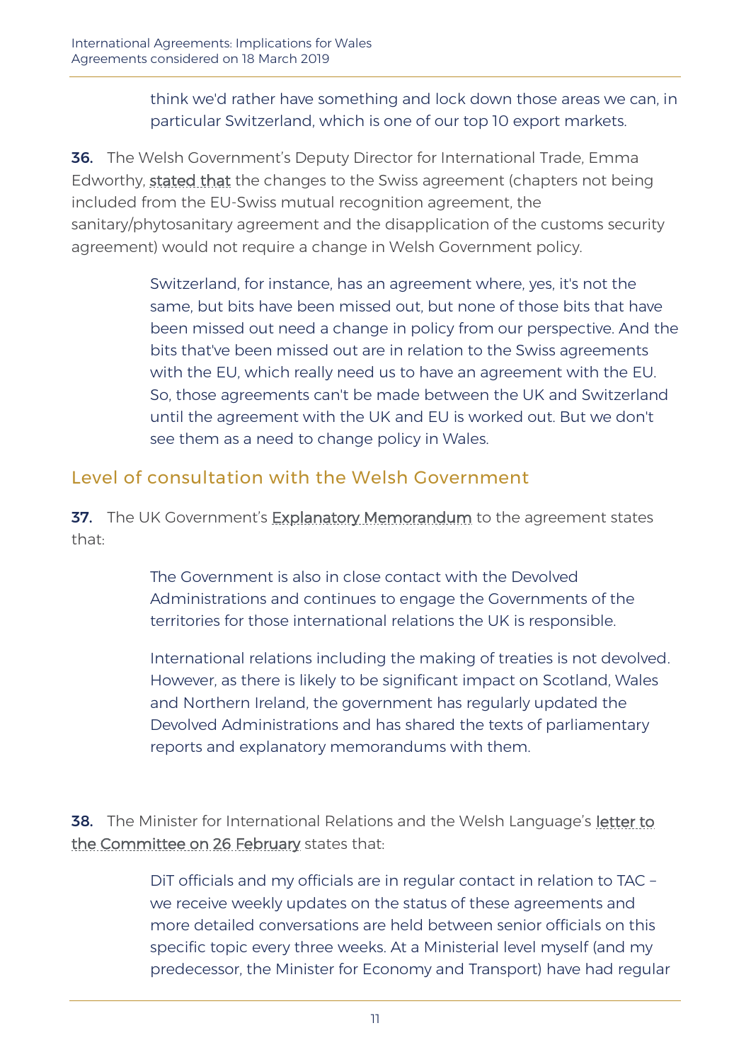> think we'd rather have something and lock down those areas we can, in particular Switzerland, which is one of our top 10 export markets.

**36.** The Welsh Government's Deputy Director for International Trade, Emma Edworthy, stated that the changes to the Swiss agreement (chapters not being included from the EU-Swiss mutual recognition agreement, the sanitary/phytosanitary agreement and the disapplication of the customs security agreement) would not require a change in Welsh Government policy.

> Switzerland, for instance, has an agreement where, yes, it's not the same, but bits have been missed out, but none of those bits that have been missed out need a change in policy from our perspective. And the bits that've been missed out are in relation to the Swiss agreements with the EU, which really need us to have an agreement with the EU. So, those agreements can't be made between the UK and Switzerland until the agreement with the UK and EU is worked out. But we don't see them as a need to change policy in Wales.

## Level of consultation with the Welsh Government

**37.** The UK Government's Explanatory Memorandum to the agreement states that:

> The Government is also in close contact with the Devolved Administrations and continues to engage the Governments of the territories for those international relations the UK is responsible.
>
> International relations including the making of treaties is not devolved. However, as there is likely to be significant impact on Scotland, Wales and Northern Ireland, the government has regularly updated the Devolved Administrations and has shared the texts of parliamentary reports and explanatory memorandums with them.

**38.** The Minister for International Relations and the Welsh Language's letter to the Committee on 26 February states that:

> DiT officials and my officials are in regular contact in relation to TAC – we receive weekly updates on the status of these agreements and more detailed conversations are held between senior officials on this specific topic every three weeks. At a Ministerial level myself (and my predecessor, the Minister for Economy and Transport) have had regular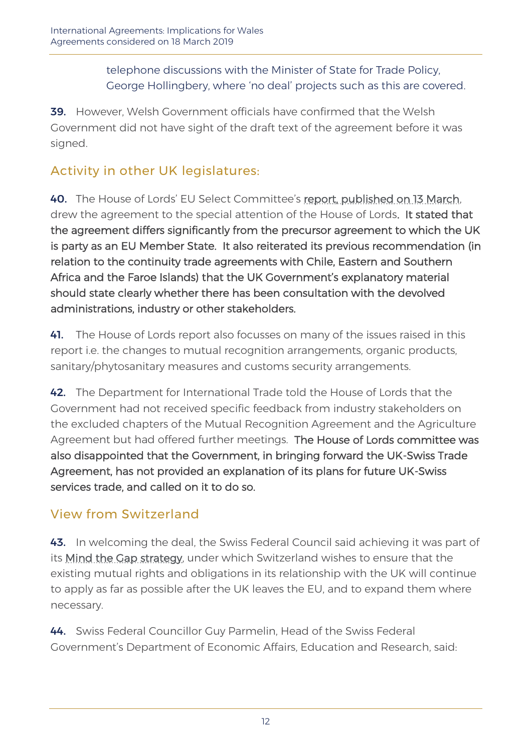telephone discussions with the Minister of State for Trade Policy, George Hollingbery, where 'no deal' projects such as this are covered.

**39.** However, Welsh Government officials have confirmed that the Welsh Government did not have sight of the draft text of the agreement before it was signed.

## Activity in other UK legislatures:

**40.** The House of Lords' EU Select Committee's report, published on 13 March, drew the agreement to the special attention of the House of Lords. It stated that the agreement differs significantly from the precursor agreement to which the UK is party as an EU Member State. It also reiterated its previous recommendation (in relation to the continuity trade agreements with Chile, Eastern and Southern Africa and the Faroe Islands) that the UK Government's explanatory material should state clearly whether there has been consultation with the devolved administrations, industry or other stakeholders.

**41.** The House of Lords report also focusses on many of the issues raised in this report i.e. the changes to mutual recognition arrangements, organic products, sanitary/phytosanitary measures and customs security arrangements.

**42.** The Department for International Trade told the House of Lords that the Government had not received specific feedback from industry stakeholders on the excluded chapters of the Mutual Recognition Agreement and the Agriculture Agreement but had offered further meetings. The House of Lords committee was also disappointed that the Government, in bringing forward the UK-Swiss Trade Agreement, has not provided an explanation of its plans for future UK-Swiss services trade, and called on it to do so.

## View from Switzerland

**43.** In welcoming the deal, the Swiss Federal Council said achieving it was part of its Mind the Gap strategy, under which Switzerland wishes to ensure that the existing mutual rights and obligations in its relationship with the UK will continue to apply as far as possible after the UK leaves the EU, and to expand them where necessary.

**44.** Swiss Federal Councillor Guy Parmelin, Head of the Swiss Federal Government's Department of Economic Affairs, Education and Research, said: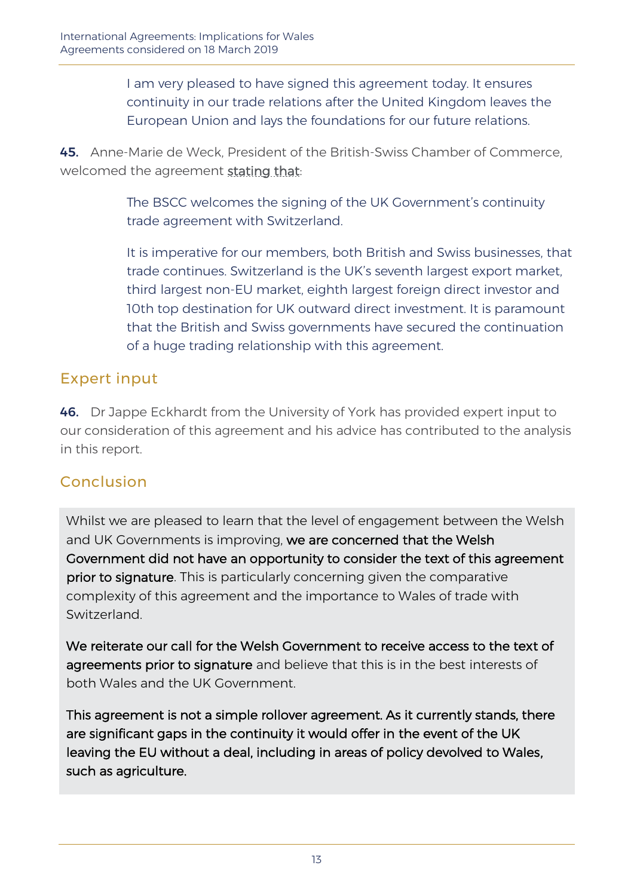> I am very pleased to have signed this agreement today. It ensures continuity in our trade relations after the United Kingdom leaves the European Union and lays the foundations for our future relations.

**45.** Anne-Marie de Weck, President of the British-Swiss Chamber of Commerce, welcomed the agreement stating that:

> The BSCC welcomes the signing of the UK Government's continuity trade agreement with Switzerland.
>
> It is imperative for our members, both British and Swiss businesses, that trade continues. Switzerland is the UK's seventh largest export market, third largest non-EU market, eighth largest foreign direct investor and 10th top destination for UK outward direct investment. It is paramount that the British and Swiss governments have secured the continuation of a huge trading relationship with this agreement.

## Expert input

**46.** Dr Jappe Eckhardt from the University of York has provided expert input to our consideration of this agreement and his advice has contributed to the analysis in this report.

## Conclusion

Whilst we are pleased to learn that the level of engagement between the Welsh and UK Governments is improving, **we are concerned that the Welsh Government did not have an opportunity to consider the text of this agreement prior to signature**. This is particularly concerning given the comparative complexity of this agreement and the importance to Wales of trade with Switzerland.

**We reiterate our call for the Welsh Government to receive access to the text of agreements prior to signature** and believe that this is in the best interests of both Wales and the UK Government.

**This agreement is not a simple rollover agreement. As it currently stands, there are significant gaps in the continuity it would offer in the event of the UK leaving the EU without a deal, including in areas of policy devolved to Wales, such as agriculture.**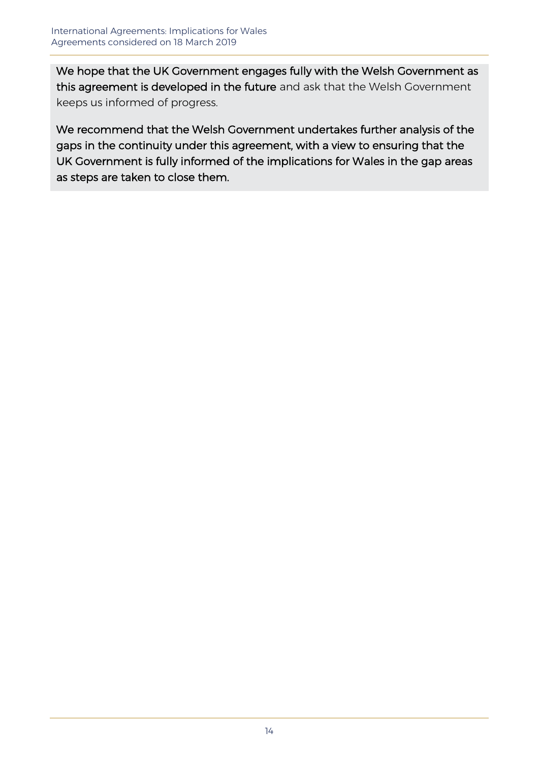**We hope that the UK Government engages fully with the Welsh Government as this agreement is developed in the future** and ask that the Welsh Government keeps us informed of progress.

**We recommend that the Welsh Government undertakes further analysis of the gaps in the continuity under this agreement, with a view to ensuring that the UK Government is fully informed of the implications for Wales in the gap areas as steps are taken to close them.**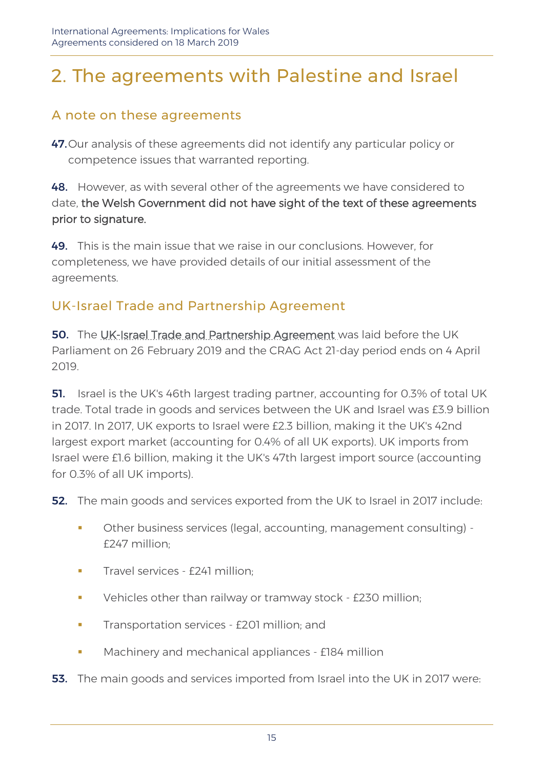# 2. The agreements with Palestine and Israel

## A note on these agreements

**47.** Our analysis of these agreements did not identify any particular policy or competence issues that warranted reporting.

**48.** However, as with several other of the agreements we have considered to date, **the Welsh Government did not have sight of the text of these agreements prior to signature.**

**49.** This is the main issue that we raise in our conclusions. However, for completeness, we have provided details of our initial assessment of the agreements.

## UK-Israel Trade and Partnership Agreement

**50.** The UK-Israel Trade and Partnership Agreement was laid before the UK Parliament on 26 February 2019 and the CRAG Act 21-day period ends on 4 April 2019.

**51.** Israel is the UK's 46th largest trading partner, accounting for 0.3% of total UK trade. Total trade in goods and services between the UK and Israel was £3.9 billion in 2017. In 2017, UK exports to Israel were £2.3 billion, making it the UK's 42nd largest export market (accounting for 0.4% of all UK exports). UK imports from Israel were £1.6 billion, making it the UK's 47th largest import source (accounting for 0.3% of all UK imports).

**52.** The main goods and services exported from the UK to Israel in 2017 include:

- Other business services (legal, accounting, management consulting) - £247 million;
- Travel services - £241 million;
- Vehicles other than railway or tramway stock - £230 million;
- Transportation services - £201 million; and
- Machinery and mechanical appliances - £184 million

**53.** The main goods and services imported from Israel into the UK in 2017 were: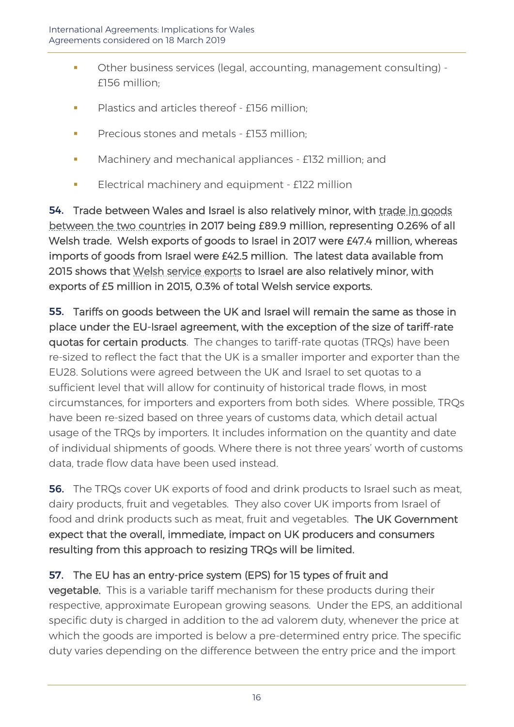- Other business services (legal, accounting, management consulting) - £156 million;
- Plastics and articles thereof - £156 million;
- Precious stones and metals - £153 million;
- Machinery and mechanical appliances - £132 million; and
- Electrical machinery and equipment - £122 million

**54.** **Trade between Wales and Israel is also relatively minor, with trade in goods between the two countries in 2017 being £89.9 million, representing 0.26% of all Welsh trade. Welsh exports of goods to Israel in 2017 were £47.4 million, whereas imports of goods from Israel were £42.5 million. The latest data available from 2015 shows that Welsh service exports to Israel are also relatively minor, with exports of £5 million in 2015, 0.3% of total Welsh service exports.**

**55.** **Tariffs on goods between the UK and Israel will remain the same as those in place under the EU-Israel agreement, with the exception of the size of tariff-rate quotas for certain products**. The changes to tariff-rate quotas (TRQs) have been re-sized to reflect the fact that the UK is a smaller importer and exporter than the EU28. Solutions were agreed between the UK and Israel to set quotas to a sufficient level that will allow for continuity of historical trade flows, in most circumstances, for importers and exporters from both sides. Where possible, TRQs have been re-sized based on three years of customs data, which detail actual usage of the TRQs by importers. It includes information on the quantity and date of individual shipments of goods. Where there is not three years' worth of customs data, trade flow data have been used instead.

**56.** The TRQs cover UK exports of food and drink products to Israel such as meat, dairy products, fruit and vegetables. They also cover UK imports from Israel of food and drink products such as meat, fruit and vegetables. **The UK Government expect that the overall, immediate, impact on UK producers and consumers resulting from this approach to resizing TRQs will be limited.**

**57.** **The EU has an entry-price system (EPS) for 15 types of fruit and vegetable.** This is a variable tariff mechanism for these products during their respective, approximate European growing seasons. Under the EPS, an additional specific duty is charged in addition to the ad valorem duty, whenever the price at which the goods are imported is below a pre-determined entry price. The specific duty varies depending on the difference between the entry price and the import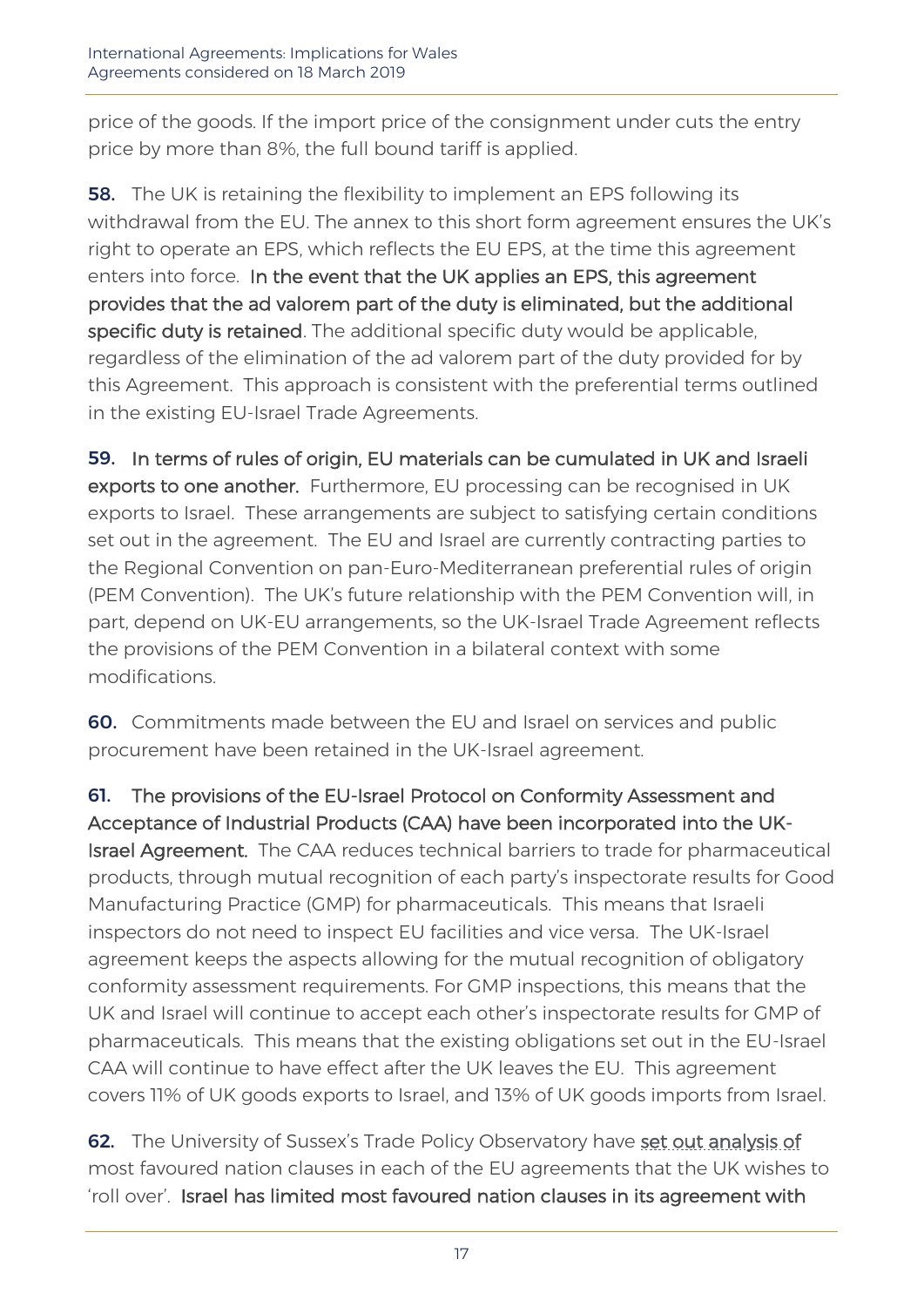price of the goods. If the import price of the consignment under cuts the entry price by more than 8%, the full bound tariff is applied.

**58.** The UK is retaining the flexibility to implement an EPS following its withdrawal from the EU. The annex to this short form agreement ensures the UK's right to operate an EPS, which reflects the EU EPS, at the time this agreement enters into force. **In the event that the UK applies an EPS, this agreement provides that the ad valorem part of the duty is eliminated, but the additional specific duty is retained**. The additional specific duty would be applicable, regardless of the elimination of the ad valorem part of the duty provided for by this Agreement. This approach is consistent with the preferential terms outlined in the existing EU-Israel Trade Agreements.

**59. In terms of rules of origin, EU materials can be cumulated in UK and Israeli exports to one another.** Furthermore, EU processing can be recognised in UK exports to Israel. These arrangements are subject to satisfying certain conditions set out in the agreement. The EU and Israel are currently contracting parties to the Regional Convention on pan-Euro-Mediterranean preferential rules of origin (PEM Convention). The UK's future relationship with the PEM Convention will, in part, depend on UK-EU arrangements, so the UK-Israel Trade Agreement reflects the provisions of the PEM Convention in a bilateral context with some modifications.

**60.** Commitments made between the EU and Israel on services and public procurement have been retained in the UK-Israel agreement.

**61. The provisions of the EU-Israel Protocol on Conformity Assessment and Acceptance of Industrial Products (CAA) have been incorporated into the UK-Israel Agreement.** The CAA reduces technical barriers to trade for pharmaceutical products, through mutual recognition of each party's inspectorate results for Good Manufacturing Practice (GMP) for pharmaceuticals. This means that Israeli inspectors do not need to inspect EU facilities and vice versa. The UK-Israel agreement keeps the aspects allowing for the mutual recognition of obligatory conformity assessment requirements. For GMP inspections, this means that the UK and Israel will continue to accept each other's inspectorate results for GMP of pharmaceuticals. This means that the existing obligations set out in the EU-Israel CAA will continue to have effect after the UK leaves the EU. This agreement covers 11% of UK goods exports to Israel, and 13% of UK goods imports from Israel.

**62.** The University of Sussex's Trade Policy Observatory have set out analysis of most favoured nation clauses in each of the EU agreements that the UK wishes to 'roll over'. **Israel has limited most favoured nation clauses in its agreement with**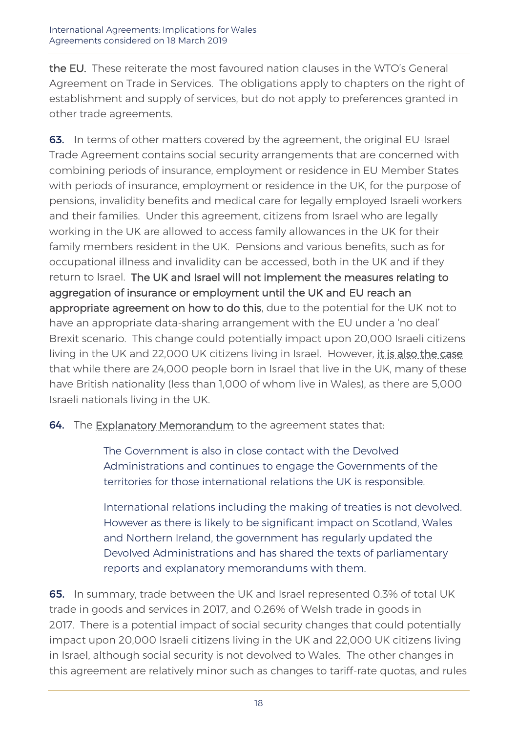**the EU.** These reiterate the most favoured nation clauses in the WTO's General Agreement on Trade in Services. The obligations apply to chapters on the right of establishment and supply of services, but do not apply to preferences granted in other trade agreements.

**63.** In terms of other matters covered by the agreement, the original EU-Israel Trade Agreement contains social security arrangements that are concerned with combining periods of insurance, employment or residence in EU Member States with periods of insurance, employment or residence in the UK, for the purpose of pensions, invalidity benefits and medical care for legally employed Israeli workers and their families. Under this agreement, citizens from Israel who are legally working in the UK are allowed to access family allowances in the UK for their family members resident in the UK. Pensions and various benefits, such as for occupational illness and invalidity can be accessed, both in the UK and if they return to Israel. **The UK and Israel will not implement the measures relating to aggregation of insurance or employment until the UK and EU reach an appropriate agreement on how to do this**, due to the potential for the UK not to have an appropriate data-sharing arrangement with the EU under a 'no deal' Brexit scenario. This change could potentially impact upon 20,000 Israeli citizens living in the UK and 22,000 UK citizens living in Israel. However, it is also the case that while there are 24,000 people born in Israel that live in the UK, many of these have British nationality (less than 1,000 of whom live in Wales), as there are 5,000 Israeli nationals living in the UK.

**64.** The Explanatory Memorandum to the agreement states that:

> The Government is also in close contact with the Devolved Administrations and continues to engage the Governments of the territories for those international relations the UK is responsible.
>
> International relations including the making of treaties is not devolved. However as there is likely to be significant impact on Scotland, Wales and Northern Ireland, the government has regularly updated the Devolved Administrations and has shared the texts of parliamentary reports and explanatory memorandums with them.

**65.** In summary, trade between the UK and Israel represented 0.3% of total UK trade in goods and services in 2017, and 0.26% of Welsh trade in goods in 2017. There is a potential impact of social security changes that could potentially impact upon 20,000 Israeli citizens living in the UK and 22,000 UK citizens living in Israel, although social security is not devolved to Wales. The other changes in this agreement are relatively minor such as changes to tariff-rate quotas, and rules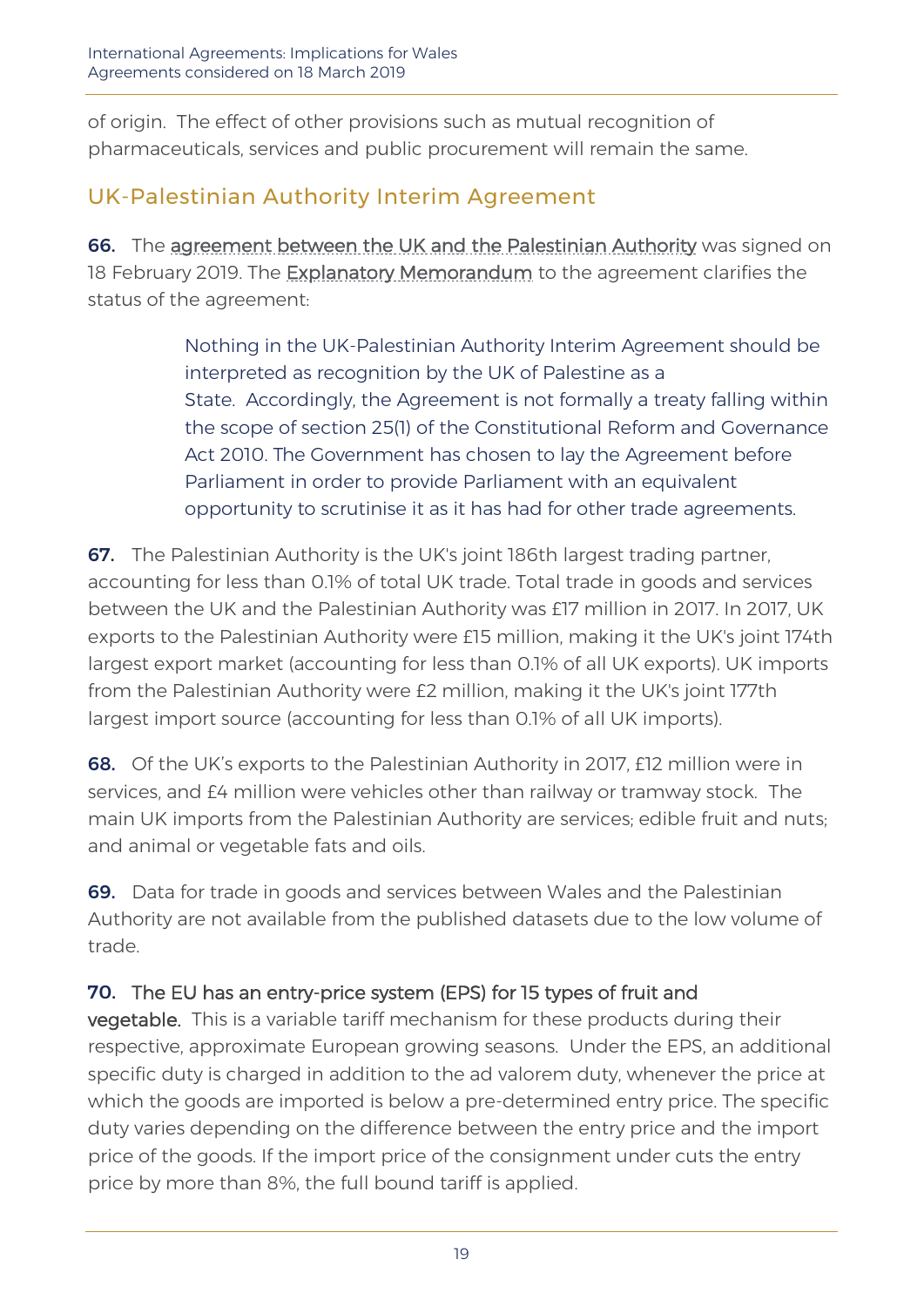of origin. The effect of other provisions such as mutual recognition of pharmaceuticals, services and public procurement will remain the same.

## UK-Palestinian Authority Interim Agreement

**66.** The agreement between the UK and the Palestinian Authority was signed on 18 February 2019. The Explanatory Memorandum to the agreement clarifies the status of the agreement:

> Nothing in the UK-Palestinian Authority Interim Agreement should be interpreted as recognition by the UK of Palestine as a State. Accordingly, the Agreement is not formally a treaty falling within the scope of section 25(1) of the Constitutional Reform and Governance Act 2010. The Government has chosen to lay the Agreement before Parliament in order to provide Parliament with an equivalent opportunity to scrutinise it as it has had for other trade agreements.

**67.** The Palestinian Authority is the UK's joint 186th largest trading partner, accounting for less than 0.1% of total UK trade. Total trade in goods and services between the UK and the Palestinian Authority was £17 million in 2017. In 2017, UK exports to the Palestinian Authority were £15 million, making it the UK's joint 174th largest export market (accounting for less than 0.1% of all UK exports). UK imports from the Palestinian Authority were £2 million, making it the UK's joint 177th largest import source (accounting for less than 0.1% of all UK imports).

**68.** Of the UK's exports to the Palestinian Authority in 2017, £12 million were in services, and £4 million were vehicles other than railway or tramway stock. The main UK imports from the Palestinian Authority are services; edible fruit and nuts; and animal or vegetable fats and oils.

**69.** Data for trade in goods and services between Wales and the Palestinian Authority are not available from the published datasets due to the low volume of trade.

**70. The EU has an entry-price system (EPS) for 15 types of fruit and vegetable.** This is a variable tariff mechanism for these products during their respective, approximate European growing seasons. Under the EPS, an additional specific duty is charged in addition to the ad valorem duty, whenever the price at which the goods are imported is below a pre-determined entry price. The specific duty varies depending on the difference between the entry price and the import price of the goods. If the import price of the consignment under cuts the entry price by more than 8%, the full bound tariff is applied.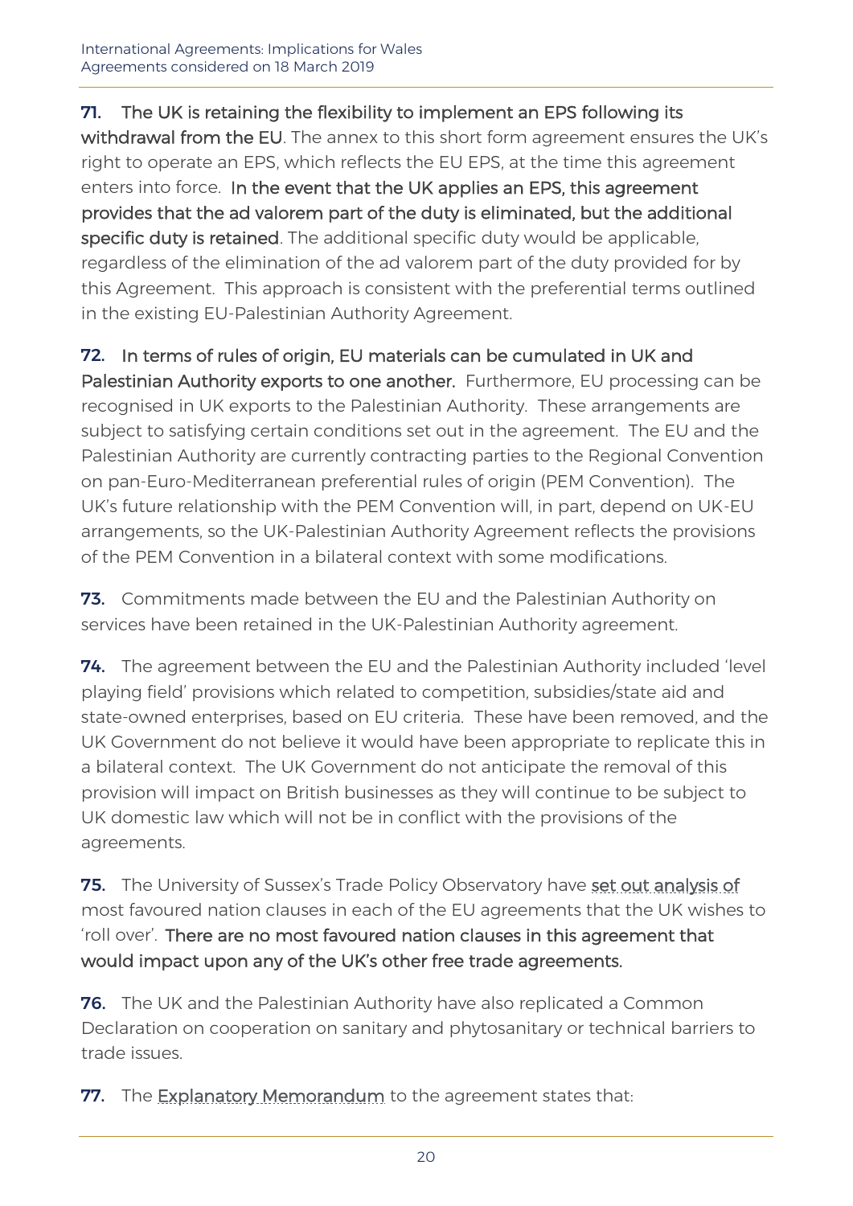**71. The UK is retaining the flexibility to implement an EPS following its withdrawal from the EU**. The annex to this short form agreement ensures the UK's right to operate an EPS, which reflects the EU EPS, at the time this agreement enters into force. **In the event that the UK applies an EPS, this agreement provides that the ad valorem part of the duty is eliminated, but the additional specific duty is retained**. The additional specific duty would be applicable, regardless of the elimination of the ad valorem part of the duty provided for by this Agreement. This approach is consistent with the preferential terms outlined in the existing EU-Palestinian Authority Agreement.

**72. In terms of rules of origin, EU materials can be cumulated in UK and Palestinian Authority exports to one another.** Furthermore, EU processing can be recognised in UK exports to the Palestinian Authority. These arrangements are subject to satisfying certain conditions set out in the agreement. The EU and the Palestinian Authority are currently contracting parties to the Regional Convention on pan-Euro-Mediterranean preferential rules of origin (PEM Convention). The UK's future relationship with the PEM Convention will, in part, depend on UK-EU arrangements, so the UK-Palestinian Authority Agreement reflects the provisions of the PEM Convention in a bilateral context with some modifications.

**73.** Commitments made between the EU and the Palestinian Authority on services have been retained in the UK-Palestinian Authority agreement.

**74.** The agreement between the EU and the Palestinian Authority included 'level playing field' provisions which related to competition, subsidies/state aid and state-owned enterprises, based on EU criteria. These have been removed, and the UK Government do not believe it would have been appropriate to replicate this in a bilateral context. The UK Government do not anticipate the removal of this provision will impact on British businesses as they will continue to be subject to UK domestic law which will not be in conflict with the provisions of the agreements.

**75.** The University of Sussex's Trade Policy Observatory have set out analysis of most favoured nation clauses in each of the EU agreements that the UK wishes to 'roll over'. **There are no most favoured nation clauses in this agreement that would impact upon any of the UK's other free trade agreements.**

**76.** The UK and the Palestinian Authority have also replicated a Common Declaration on cooperation on sanitary and phytosanitary or technical barriers to trade issues.

**77.** The Explanatory Memorandum to the agreement states that: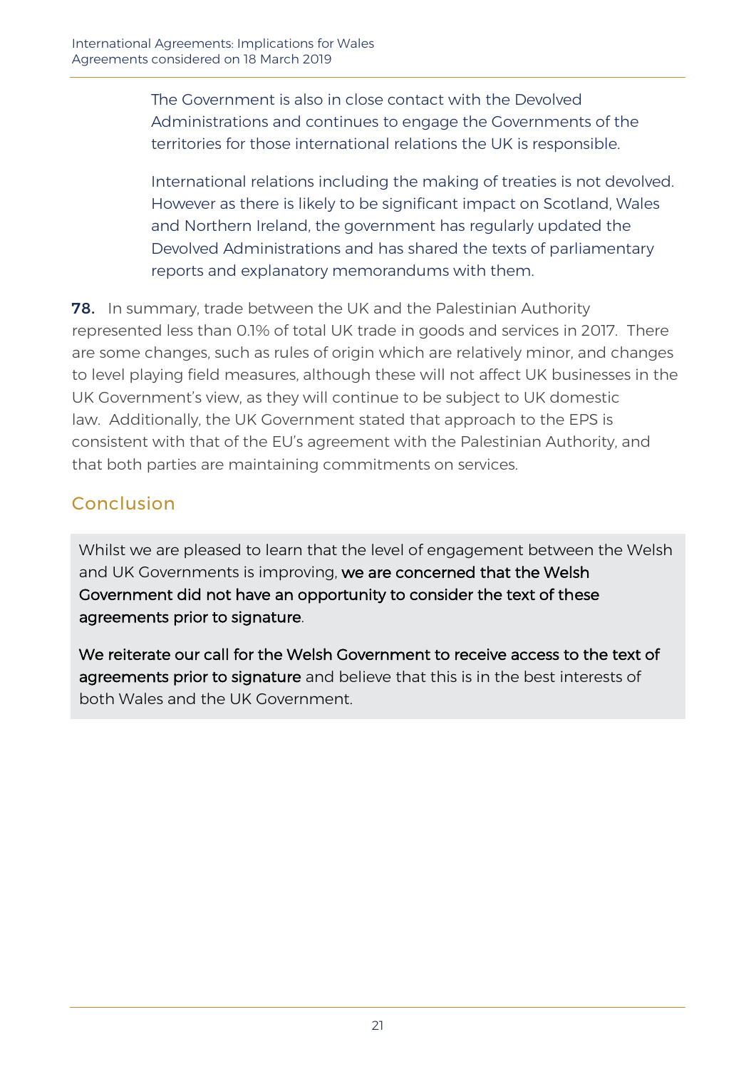The Government is also in close contact with the Devolved Administrations and continues to engage the Governments of the territories for those international relations the UK is responsible.

International relations including the making of treaties is not devolved. However as there is likely to be significant impact on Scotland, Wales and Northern Ireland, the government has regularly updated the Devolved Administrations and has shared the texts of parliamentary reports and explanatory memorandums with them.

**78.** In summary, trade between the UK and the Palestinian Authority represented less than 0.1% of total UK trade in goods and services in 2017. There are some changes, such as rules of origin which are relatively minor, and changes to level playing field measures, although these will not affect UK businesses in the UK Government's view, as they will continue to be subject to UK domestic law. Additionally, the UK Government stated that approach to the EPS is consistent with that of the EU's agreement with the Palestinian Authority, and that both parties are maintaining commitments on services.

## Conclusion

Whilst we are pleased to learn that the level of engagement between the Welsh and UK Governments is improving, **we are concerned that the Welsh Government did not have an opportunity to consider the text of these agreements prior to signature**.

**We reiterate our call for the Welsh Government to receive access to the text of agreements prior to signature** and believe that this is in the best interests of both Wales and the UK Government.